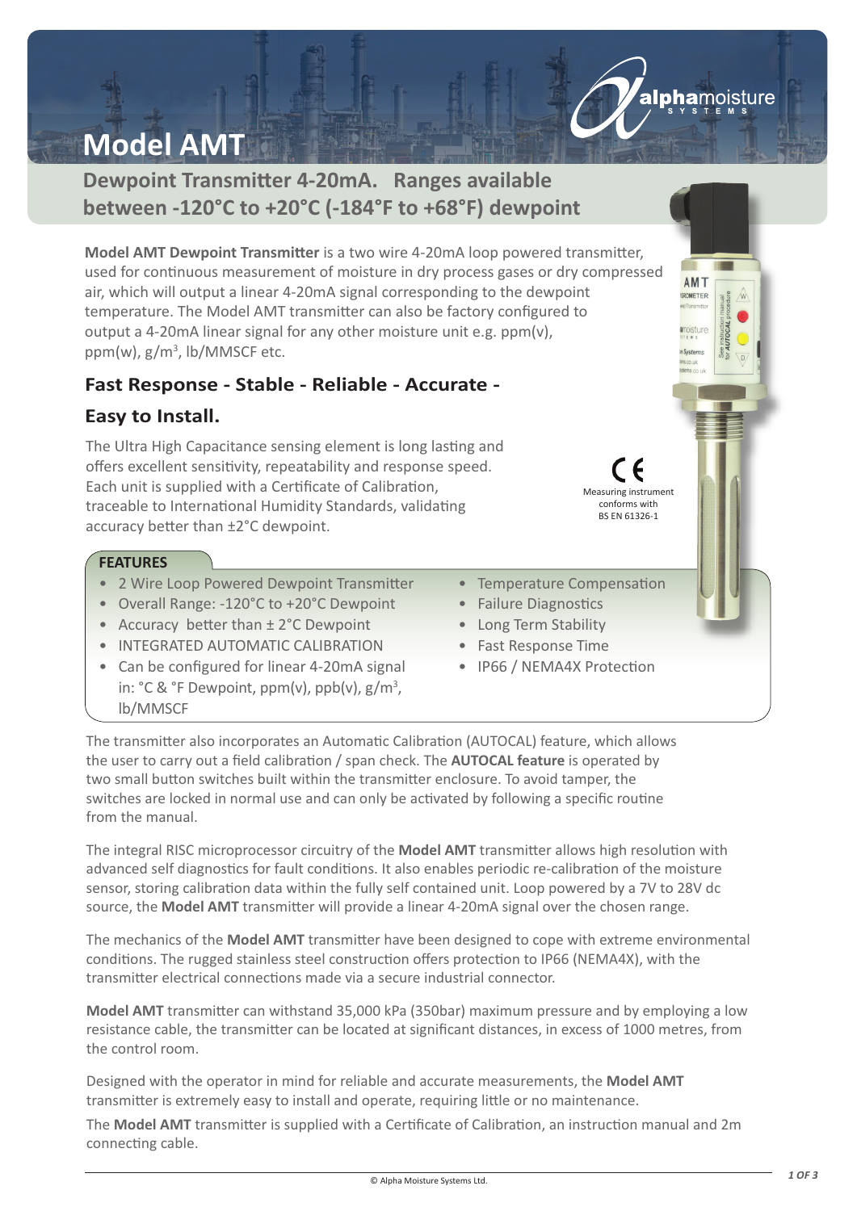# Model AMT

## Dewpoint Transmitter 4-20mA. Ranges available between -120°C to +20°C (-184°F to +68°F) dewpoint

**Model AMT Dewpoint Transmitter** is a two wire 4-20mA loop powered transmitter, used for continuous measurement of moisture in dry process gases or dry compressed air, which will output a linear 4-20mA signal corresponding to the dewpoint temperature. The Model AMT transmitter can also be factory configured to output a 4-20mA linear signal for any other moisture unit e.g. ppm(v), ppm(w), g/m$^3$, lb/MMSCF etc.

### Fast Response - Stable - Reliable - Accurate - Easy to Install.

The Ultra High Capacitance sensing element is long lasting and offers excellent sensitivity, repeatability and response speed. Each unit is supplied with a Certificate of Calibration, traceable to International Humidity Standards, validating accuracy better than ±2°C dewpoint.

CE
Measuring instrument conforms with BS EN 61326-1

### FEATURES

- 2 Wire Loop Powered Dewpoint Transmitter
- Overall Range: -120°C to +20°C Dewpoint
- Accuracy better than ± 2°C Dewpoint
- INTEGRATED AUTOMATIC CALIBRATION
- Can be configured for linear 4-20mA signal in: °C & °F Dewpoint, ppm(v), ppb(v), g/m$^3$, lb/MMSCF
- Temperature Compensation
- Failure Diagnostics
- Long Term Stability
- Fast Response Time
- IP66 / NEMA4X Protection

The transmitter also incorporates an Automatic Calibration (AUTOCAL) feature, which allows the user to carry out a field calibration / span check. The **AUTOCAL feature** is operated by two small button switches built within the transmitter enclosure. To avoid tamper, the switches are locked in normal use and can only be activated by following a specific routine from the manual.

The integral RISC microprocessor circuitry of the **Model AMT** transmitter allows high resolution with advanced self diagnostics for fault conditions. It also enables periodic re-calibration of the moisture sensor, storing calibration data within the fully self contained unit. Loop powered by a 7V to 28V dc source, the **Model AMT** transmitter will provide a linear 4-20mA signal over the chosen range.

The mechanics of the **Model AMT** transmitter have been designed to cope with extreme environmental conditions. The rugged stainless steel construction offers protection to IP66 (NEMA4X), with the transmitter electrical connections made via a secure industrial connector.

**Model AMT** transmitter can withstand 35,000 kPa (350bar) maximum pressure and by employing a low resistance cable, the transmitter can be located at significant distances, in excess of 1000 metres, from the control room.

Designed with the operator in mind for reliable and accurate measurements, the **Model AMT** transmitter is extremely easy to install and operate, requiring little or no maintenance.

The **Model AMT** transmitter is supplied with a Certificate of Calibration, an instruction manual and 2m connecting cable.

© Alpha Moisture Systems Ltd.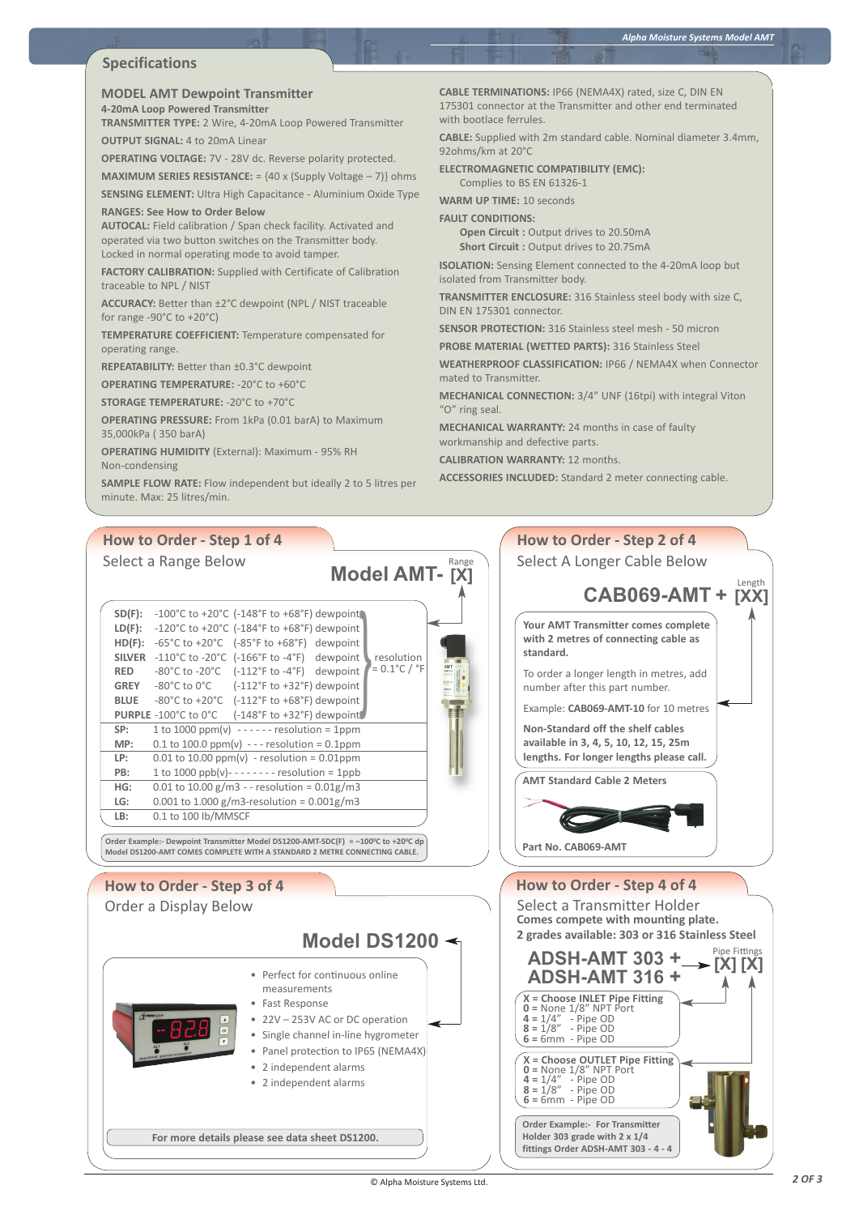## Specifications

### MODEL AMT Dewpoint Transmitter

**4-20mA Loop Powered Transmitter**

**TRANSMITTER TYPE:** 2 Wire, 4-20mA Loop Powered Transmitter

**OUTPUT SIGNAL:** 4 to 20mA Linear

**OPERATING VOLTAGE:** 7V - 28V dc. Reverse polarity protected.

**MAXIMUM SERIES RESISTANCE:** = {40 x (Supply Voltage – 7)} ohms

**SENSING ELEMENT:** Ultra High Capacitance - Aluminium Oxide Type

**RANGES: See How to Order Below**

**AUTOCAL:** Field calibration / Span check facility. Activated and operated via two button switches on the Transmitter body. Locked in normal operating mode to avoid tamper.

**FACTORY CALIBRATION:** Supplied with Certificate of Calibration traceable to NPL / NIST

**ACCURACY:** Better than ±2°C dewpoint (NPL / NIST traceable for range -90°C to +20°C)

**TEMPERATURE COEFFICIENT:** Temperature compensated for operating range.

**REPEATABILITY:** Better than ±0.3°C dewpoint

**OPERATING TEMPERATURE:** -20°C to +60°C

**STORAGE TEMPERATURE:** -20°C to +70°C

**OPERATING PRESSURE:** From 1kPa (0.01 barA) to Maximum 35,000kPa ( 350 barA)

**OPERATING HUMIDITY** (External): Maximum - 95% RH Non-condensing

**SAMPLE FLOW RATE:** Flow independent but ideally 2 to 5 litres per minute. Max: 25 litres/min.

**CABLE TERMINATIONS:** IP66 (NEMA4X) rated, size C, DIN EN 175301 connector at the Transmitter and other end terminated with bootlace ferrules.

**CABLE:** Supplied with 2m standard cable. Nominal diameter 3.4mm, 92ohms/km at 20°C

**ELECTROMAGNETIC COMPATIBILITY (EMC):**
Complies to BS EN 61326-1

**WARM UP TIME:** 10 seconds

**FAULT CONDITIONS:**
**Open Circuit :** Output drives to 20.50mA
**Short Circuit :** Output drives to 20.75mA

**ISOLATION:** Sensing Element connected to the 4-20mA loop but isolated from Transmitter body.

**TRANSMITTER ENCLOSURE:** 316 Stainless steel body with size C, DIN EN 175301 connector.

**SENSOR PROTECTION:** 316 Stainless steel mesh - 50 micron

**PROBE MATERIAL (WETTED PARTS):** 316 Stainless Steel

**WEATHERPROOF CLASSIFICATION:** IP66 / NEMA4X when Connector mated to Transmitter.

**MECHANICAL CONNECTION:** 3/4" UNF (16tpi) with integral Viton "O" ring seal.

**MECHANICAL WARRANTY:** 24 months in case of faulty workmanship and defective parts.

**CALIBRATION WARRANTY:** 12 months.

**ACCESSORIES INCLUDED:** Standard 2 meter connecting cable.

## How to Order - Step 1 of 4

Select a Range Below

**Model AMT- [X]** (Range)

| Code | Range | | |
|---|---|---|---|
| SD(F): | -100°C to +20°C | (-148°F to +68°F) dewpoint | resolution = 0.1°C / °F |
| LD(F): | -120°C to +20°C | (-184°F to +68°F) dewpoint | |
| HD(F): | -65°C to +20°C | (-85°F to +68°F) dewpoint | |
| SILVER | -110°C to -20°C | (-166°F to -4°F) dewpoint | |
| RED | -80°C to -20°C | (-112°F to -4°F) dewpoint | |
| GREY | -80°C to 0°C | (-112°F to +32°F) dewpoint | |
| BLUE | -80°C to +20°C | (-112°F to +68°F) dewpoint | |
| PURPLE | -100°C to 0°C | (-148°F to +32°F) dewpoint | |
| SP: | 1 to 1000 ppm(v) | resolution = 1ppm | |
| MP: | 0.1 to 100.0 ppm(v) | resolution = 0.1ppm | |
| LP: | 0.01 to 10.00 ppm(v) | resolution = 0.01ppm | |
| PB: | 1 to 1000 ppb(v) | resolution = 1ppb | |
| HG: | 0.01 to 10.00 g/m3 | resolution = 0.01g/m3 | |
| LG: | 0.001 to 1.000 g/m3 | resolution = 0.001g/m3 | |
| LB: | 0.1 to 100 lb/MMSCF | | |

**Order Example:- Dewpoint Transmitter Model DS1200-AMT-SDC(F) = –100ºC to +20ºC dp**
**Model DS1200-AMT COMES COMPLETE WITH A STANDARD 2 METRE CONNECTING CABLE.**

## How to Order - Step 2 of 4

Select A Longer Cable Below

**CAB069-AMT + [XX]** (Length)

**Your AMT Transmitter comes complete with 2 metres of connecting cable as standard.**

To order a longer length in metres, add number after this part number.

Example: **CAB069-AMT-10** for 10 metres

**Non-Standard off the shelf cables available in 3, 4, 5, 10, 12, 15, 25m lengths. For longer lengths please call.**

**AMT Standard Cable 2 Meters**

**Part No. CAB069-AMT**

## How to Order - Step 3 of 4

Order a Display Below

**Model DS1200**

- Perfect for continuous online measurements
- Fast Response
- 22V – 253V AC or DC operation
- Single channel in-line hygrometer
- Panel protection to IP65 (NEMA4X)
- 2 independent alarms
- 2 independent alarms

**For more details please see data sheet DS1200.**

## How to Order - Step 4 of 4

Select a Transmitter Holder

**Comes compete with mounting plate.**
**2 grades available: 303 or 316 Stainless Steel**

**ADSH-AMT 303 + [X] [X]** (Pipe Fittings)
**ADSH-AMT 316 +**

**X = Choose INLET Pipe Fitting**
**0** = None 1/8" NPT Port
**4** = 1/4" - Pipe OD
**8** = 1/8" - Pipe OD
**6** = 6mm - Pipe OD

**X = Choose OUTLET Pipe Fitting**
**0** = None 1/8" NPT Port
**4** = 1/4" - Pipe OD
**8** = 1/8" - Pipe OD
**6** = 6mm - Pipe OD

**Order Example:- For Transmitter Holder 303 grade with 2 x 1/4 fittings Order ADSH-AMT 303 - 4 - 4**

© Alpha Moisture Systems Ltd.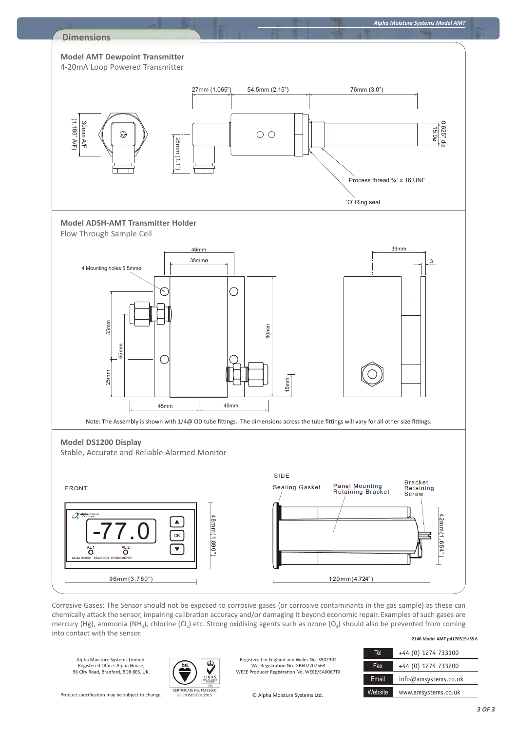## Dimensions

### Model AMT Dewpoint Transmitter

4-20mA Loop Powered Transmitter

27mm (1.065")
54.5mm (2.15")
76mm (3.0")
30mm A/F
(1.185" A/F)
28mm (1.1")
0.625" dia
15.9ø
Process thread ¾" x 16 UNF
'O' Ring seal

### Model ADSH-AMT Transmitter Holder

Flow Through Sample Cell

46mm
38mmø
4 Mounting holes 5.5mmø
39mm
3
55mm
65mm
25mm
90mm
15mm
45mm
45mm

Note: The Assembly is shown with 1/4@ OD tube fittings. The dimensions across the tube fittings will vary for all other size fittings.

### Model DS1200 Display

Stable, Accurate and Reliable Alarmed Monitor

FRONT
-77.0
OK
AL 1
AL 2
Model DS1200 DEWPOINT HYGROMETER
48mm(1.890")
96mm(3.780")

SIDE
Sealing Gasket
Panel Mounting Retaining Bracket
Bracket Retaining Screw
42mm(1.654")
120mm(4.724")

Corrosive Gases: The Sensor should not be exposed to corrosive gases (or corrosive contaminants in the gas sample) as these can chemically attack the sensor, impairing calibration accuracy and/or damaging it beyond economic repair. Examples of such gases are mercury (Hg), ammonia ($NH_3$), chlorine ($Cl_2$) etc. Strong oxidising agents such as ozone ($O_3$) should also be prevented from coming into contact with the sensor.

2146 Model AMT pd170519-ISS 6

Alpha Moisture Systems Limited.
Registered Office: Alpha House,
96 City Road, Bradford, BD8 8ES. UK.

CERTIFICATE No. FM35600
BS EN ISO 9001:2015

Registered in England and Wales No. 3902302
VAT Registration No. GB607207563
WEEE Producer Registration No. WEEE/EA0067TX

| | |
|---|---|
| Tel | +44 (0) 1274 733100 |
| Fax | +44 (0) 1274 733200 |
| Email | info@amsystems.co.uk |
| Website | www.amsystems.co.uk |

Product specification may be subject to change.

© Alpha Moisture Systems Ltd.